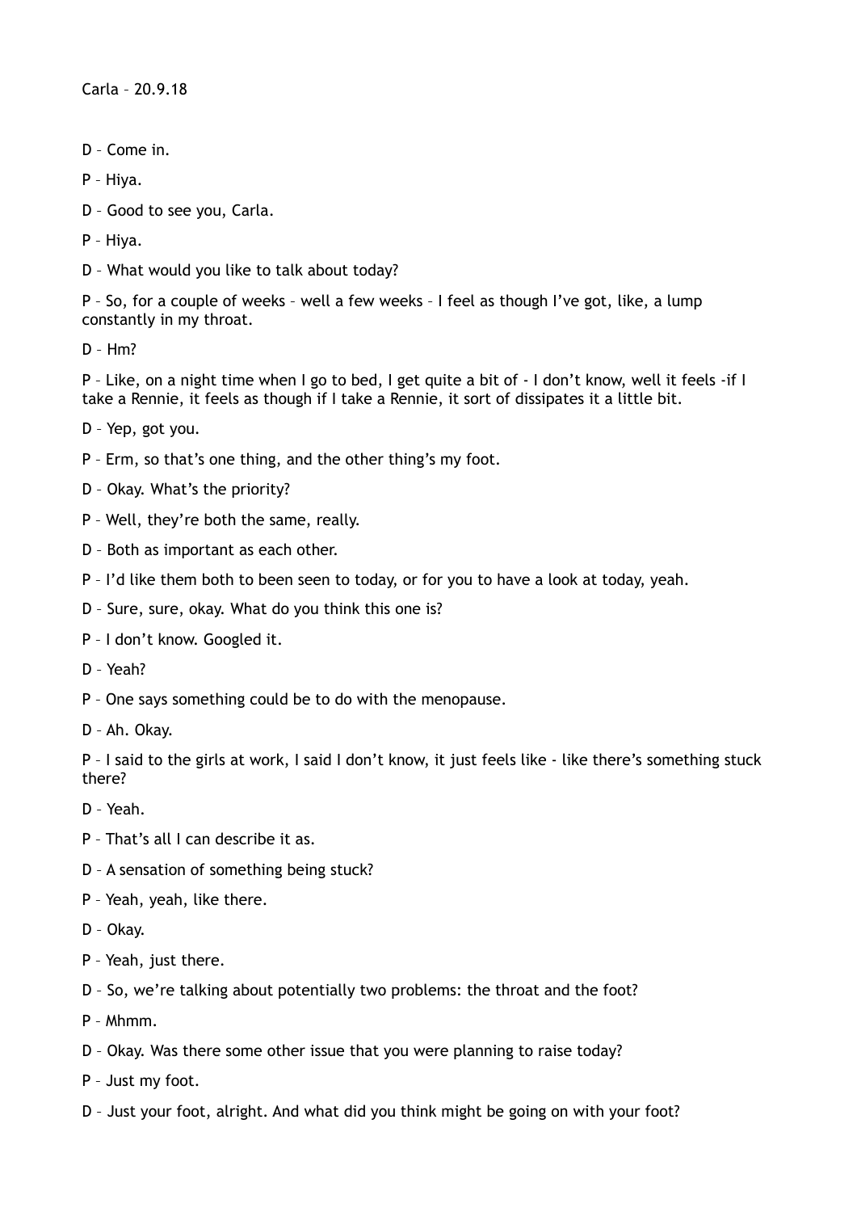Carla – 20.9.18

D – Come in.

P – Hiya.

D – Good to see you, Carla.

P – Hiya.

D – What would you like to talk about today?

P – So, for a couple of weeks – well a few weeks – I feel as though I've got, like, a lump constantly in my throat.

D – Hm?

P – Like, on a night time when I go to bed, I get quite a bit of - I don't know, well it feels -if I take a Rennie, it feels as though if I take a Rennie, it sort of dissipates it a little bit.

D – Yep, got you.

P – Erm, so that's one thing, and the other thing's my foot.

D – Okay. What's the priority?

P – Well, they're both the same, really.

D – Both as important as each other.

P – I'd like them both to been seen to today, or for you to have a look at today, yeah.

D – Sure, sure, okay. What do you think this one is?

P – I don't know. Googled it.

D – Yeah?

P – One says something could be to do with the menopause.

D – Ah. Okay.

P – I said to the girls at work, I said I don't know, it just feels like - like there's something stuck there?

D – Yeah.

P – That's all I can describe it as.

D – A sensation of something being stuck?

P – Yeah, yeah, like there.

D – Okay.

P – Yeah, just there.

D – So, we're talking about potentially two problems: the throat and the foot?

P – Mhmm.

D – Okay. Was there some other issue that you were planning to raise today?

P – Just my foot.

D – Just your foot, alright. And what did you think might be going on with your foot?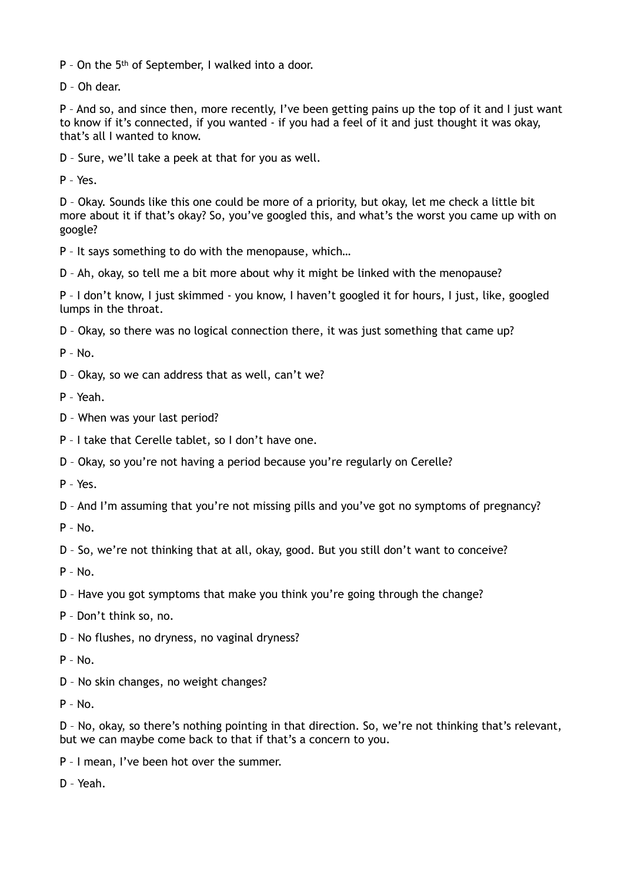P – On the 5th of September, I walked into a door.

D – Oh dear.

P – And so, and since then, more recently, I've been getting pains up the top of it and I just want to know if it's connected, if you wanted - if you had a feel of it and just thought it was okay, that's all I wanted to know.

D – Sure, we'll take a peek at that for you as well.

P – Yes.

D – Okay. Sounds like this one could be more of a priority, but okay, let me check a little bit more about it if that's okay? So, you've googled this, and what's the worst you came up with on google?

P – It says something to do with the menopause, which…

D – Ah, okay, so tell me a bit more about why it might be linked with the menopause?

P – I don't know, I just skimmed - you know, I haven't googled it for hours, I just, like, googled lumps in the throat.

D – Okay, so there was no logical connection there, it was just something that came up?

P – No.

D – Okay, so we can address that as well, can't we?

P – Yeah.

D – When was your last period?

P – I take that Cerelle tablet, so I don't have one.

D – Okay, so you're not having a period because you're regularly on Cerelle?

P – Yes.

D – And I'm assuming that you're not missing pills and you've got no symptoms of pregnancy?

P – No.

D – So, we're not thinking that at all, okay, good. But you still don't want to conceive?

P – No.

D – Have you got symptoms that make you think you're going through the change?

P – Don't think so, no.

D – No flushes, no dryness, no vaginal dryness?

P – No.

D – No skin changes, no weight changes?

P – No.

D – No, okay, so there's nothing pointing in that direction. So, we're not thinking that's relevant, but we can maybe come back to that if that's a concern to you.

P – I mean, I've been hot over the summer.

D – Yeah.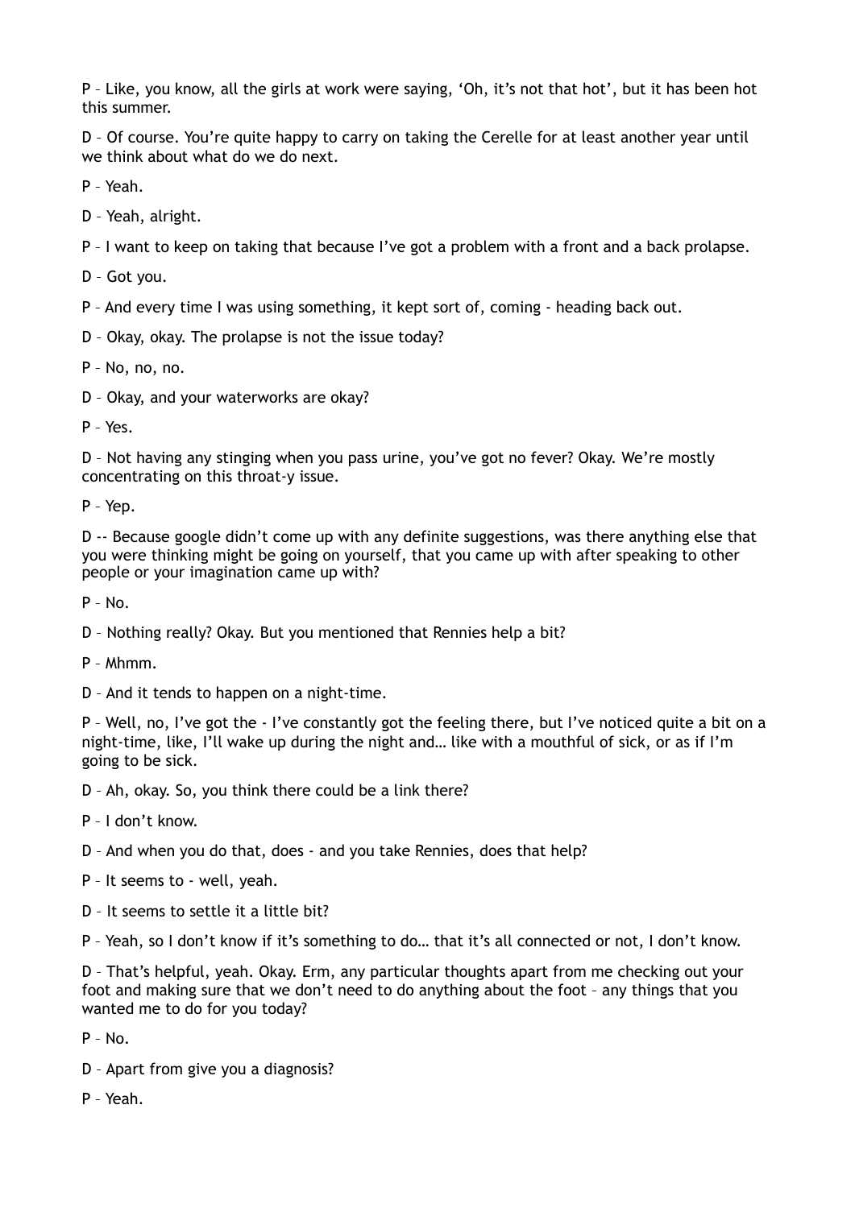P – Like, you know, all the girls at work were saying, 'Oh, it's not that hot', but it has been hot this summer.

D – Of course. You're quite happy to carry on taking the Cerelle for at least another year until we think about what do we do next.

P – Yeah.

D – Yeah, alright.

P – I want to keep on taking that because I've got a problem with a front and a back prolapse.

D – Got you.

P – And every time I was using something, it kept sort of, coming - heading back out.

D – Okay, okay. The prolapse is not the issue today?

P – No, no, no.

D – Okay, and your waterworks are okay?

P – Yes.

D – Not having any stinging when you pass urine, you've got no fever? Okay. We're mostly concentrating on this throat-y issue.

P – Yep.

D -- Because google didn't come up with any definite suggestions, was there anything else that you were thinking might be going on yourself, that you came up with after speaking to other people or your imagination came up with?

P – No.

D – Nothing really? Okay. But you mentioned that Rennies help a bit?

P – Mhmm.

D – And it tends to happen on a night-time.

P – Well, no, I've got the - I've constantly got the feeling there, but I've noticed quite a bit on a night-time, like, I'll wake up during the night and… like with a mouthful of sick, or as if I'm going to be sick.

D – Ah, okay. So, you think there could be a link there?

P – I don't know.

D – And when you do that, does - and you take Rennies, does that help?

P – It seems to - well, yeah.

D – It seems to settle it a little bit?

P – Yeah, so I don't know if it's something to do… that it's all connected or not, I don't know.

D – That's helpful, yeah. Okay. Erm, any particular thoughts apart from me checking out your foot and making sure that we don't need to do anything about the foot – any things that you wanted me to do for you today?

P – No.

D – Apart from give you a diagnosis?

P – Yeah.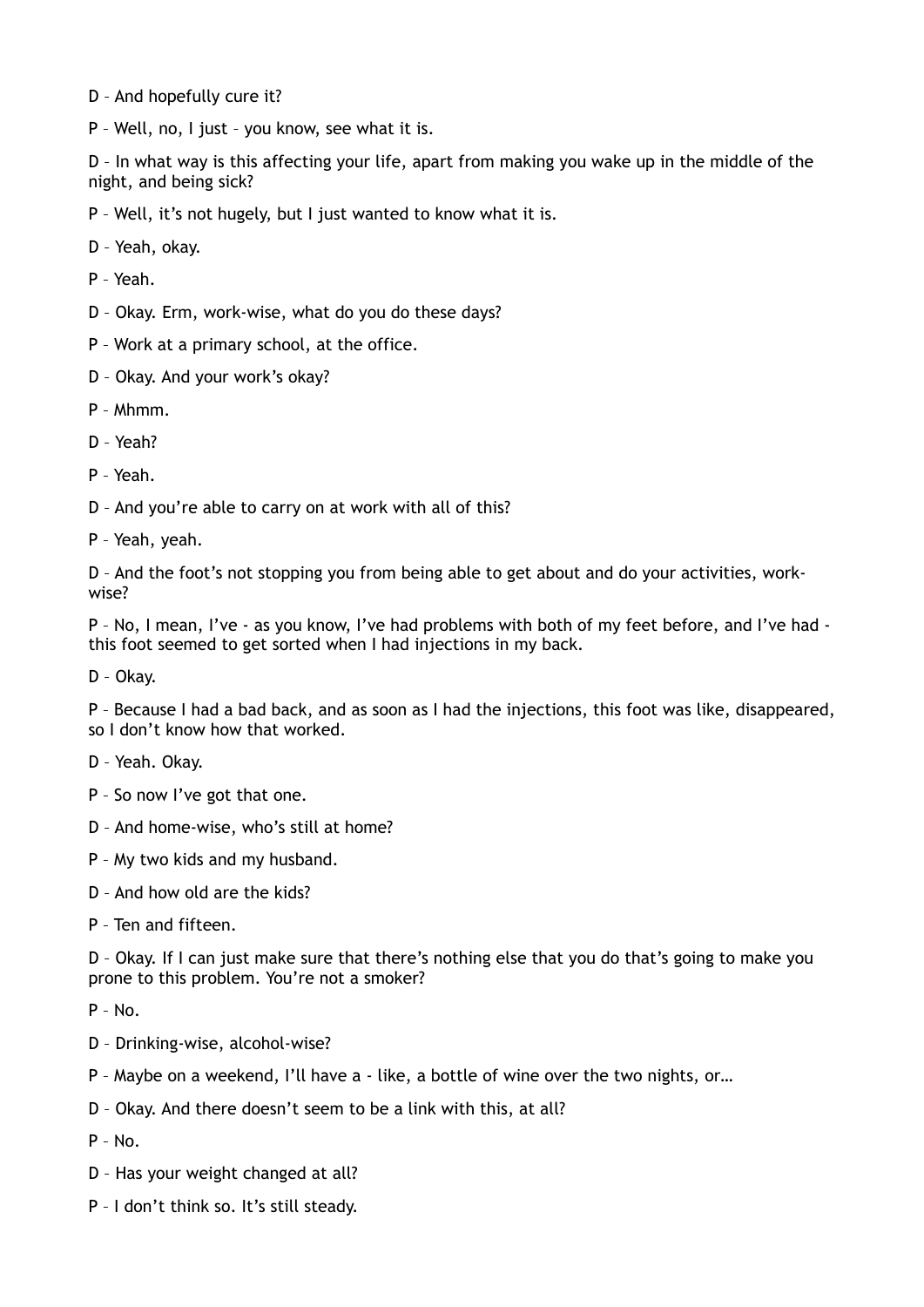D – And hopefully cure it?

P – Well, no, I just – you know, see what it is.

D – In what way is this affecting your life, apart from making you wake up in the middle of the night, and being sick?

P – Well, it's not hugely, but I just wanted to know what it is.

D – Yeah, okay.

P – Yeah.

D – Okay. Erm, work-wise, what do you do these days?

P – Work at a primary school, at the office.

D – Okay. And your work's okay?

P – Mhmm.

D – Yeah?

P – Yeah.

D – And you're able to carry on at work with all of this?

P – Yeah, yeah.

D – And the foot's not stopping you from being able to get about and do your activities, work-wise?

P – No, I mean, I've - as you know, I've had problems with both of my feet before, and I've had - this foot seemed to get sorted when I had injections in my back.

D – Okay.

P – Because I had a bad back, and as soon as I had the injections, this foot was like, disappeared, so I don't know how that worked.

D – Yeah. Okay.

P – So now I've got that one.

D – And home-wise, who's still at home?

P – My two kids and my husband.

D – And how old are the kids?

P – Ten and fifteen.

D – Okay. If I can just make sure that there's nothing else that you do that's going to make you prone to this problem. You're not a smoker?

P – No.

D – Drinking-wise, alcohol-wise?

P – Maybe on a weekend, I'll have a - like, a bottle of wine over the two nights, or…

D – Okay. And there doesn't seem to be a link with this, at all?

P – No.

D – Has your weight changed at all?

P – I don't think so. It's still steady.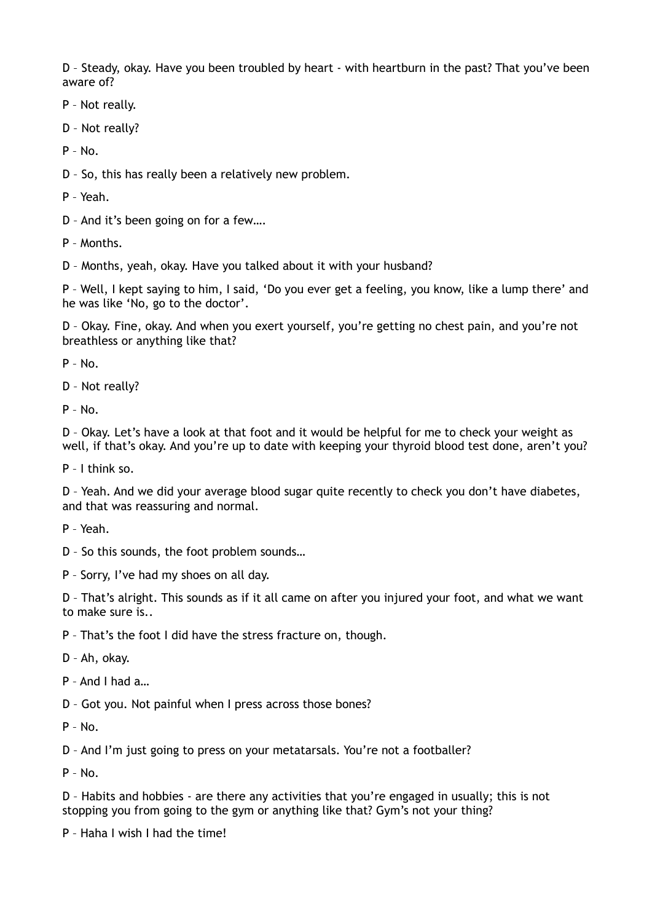D – Steady, okay. Have you been troubled by heart - with heartburn in the past? That you've been aware of?

P – Not really.

D – Not really?

P – No.

D – So, this has really been a relatively new problem.

P – Yeah.

D – And it's been going on for a few….

P – Months.

D – Months, yeah, okay. Have you talked about it with your husband?

P – Well, I kept saying to him, I said, 'Do you ever get a feeling, you know, like a lump there' and he was like 'No, go to the doctor'.

D – Okay. Fine, okay. And when you exert yourself, you're getting no chest pain, and you're not breathless or anything like that?

P – No.

D – Not really?

P – No.

D – Okay. Let's have a look at that foot and it would be helpful for me to check your weight as well, if that's okay. And you're up to date with keeping your thyroid blood test done, aren't you?

P – I think so.

D – Yeah. And we did your average blood sugar quite recently to check you don't have diabetes, and that was reassuring and normal.

P – Yeah.

D – So this sounds, the foot problem sounds…

P – Sorry, I've had my shoes on all day.

D – That's alright. This sounds as if it all came on after you injured your foot, and what we want to make sure is..

P – That's the foot I did have the stress fracture on, though.

D – Ah, okay.

P – And I had a…

D – Got you. Not painful when I press across those bones?

P – No.

D – And I'm just going to press on your metatarsals. You're not a footballer?

P – No.

D – Habits and hobbies - are there any activities that you're engaged in usually; this is not stopping you from going to the gym or anything like that? Gym's not your thing?

P – Haha I wish I had the time!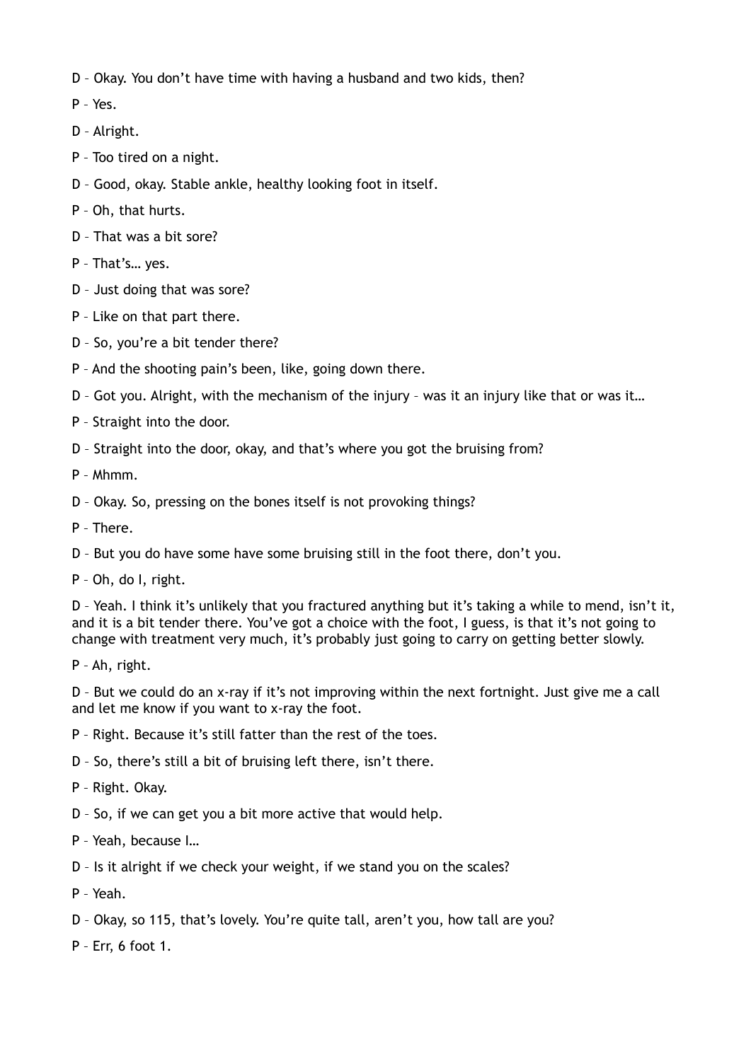D – Okay. You don't have time with having a husband and two kids, then?

P – Yes.

D – Alright.

P – Too tired on a night.

D – Good, okay. Stable ankle, healthy looking foot in itself.

P – Oh, that hurts.

D – That was a bit sore?

P – That's… yes.

D – Just doing that was sore?

P – Like on that part there.

D – So, you're a bit tender there?

P – And the shooting pain's been, like, going down there.

D – Got you. Alright, with the mechanism of the injury – was it an injury like that or was it…

P – Straight into the door.

D – Straight into the door, okay, and that's where you got the bruising from?

P – Mhmm.

D – Okay. So, pressing on the bones itself is not provoking things?

P – There.

D – But you do have some have some bruising still in the foot there, don't you.

P – Oh, do I, right.

D – Yeah. I think it's unlikely that you fractured anything but it's taking a while to mend, isn't it, and it is a bit tender there. You've got a choice with the foot, I guess, is that it's not going to change with treatment very much, it's probably just going to carry on getting better slowly.

P – Ah, right.

D – But we could do an x-ray if it's not improving within the next fortnight. Just give me a call and let me know if you want to x-ray the foot.

P – Right. Because it's still fatter than the rest of the toes.

D – So, there's still a bit of bruising left there, isn't there.

P – Right. Okay.

D – So, if we can get you a bit more active that would help.

P – Yeah, because I…

D – Is it alright if we check your weight, if we stand you on the scales?

P – Yeah.

D – Okay, so 115, that's lovely. You're quite tall, aren't you, how tall are you?

P – Err, 6 foot 1.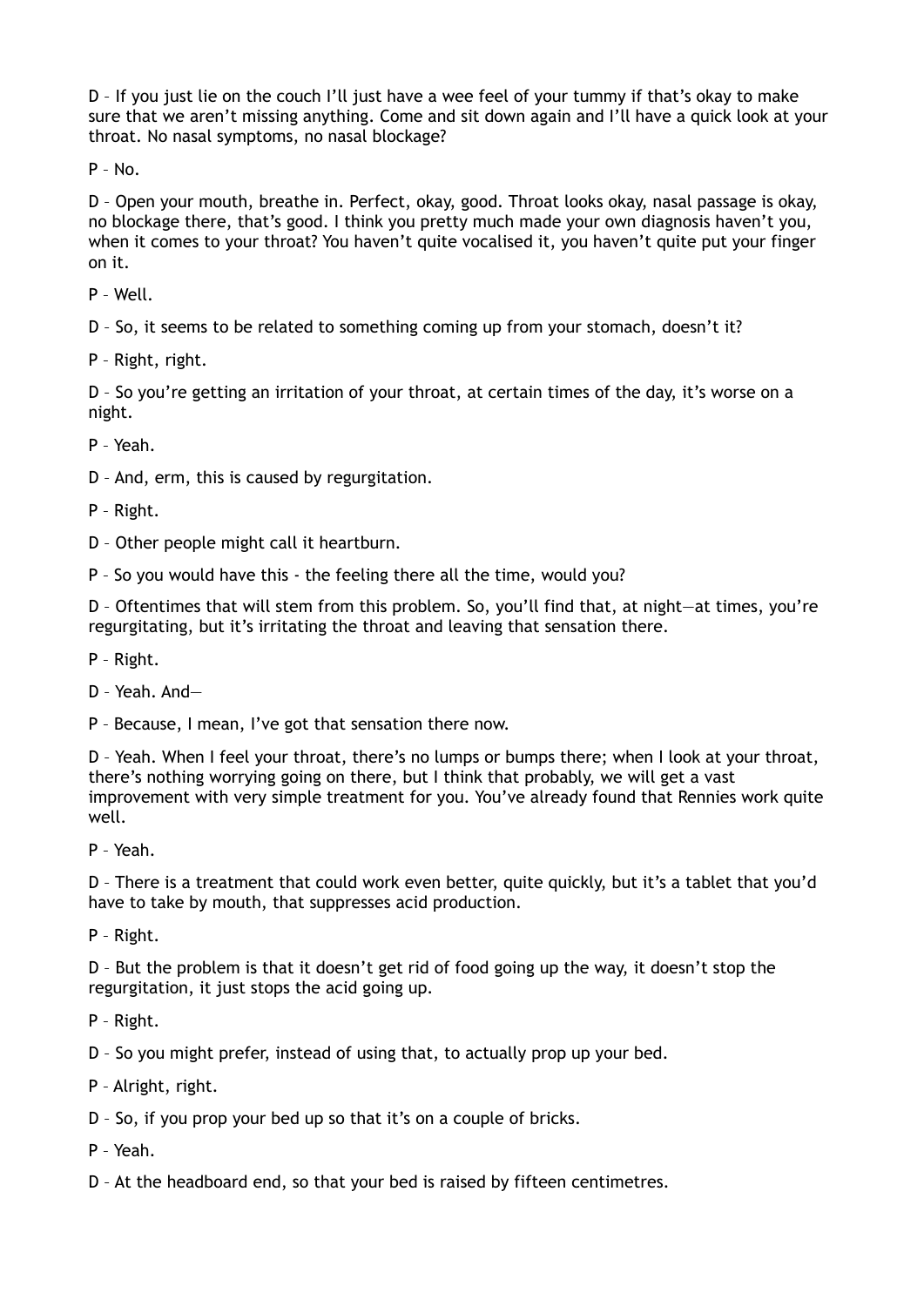D – If you just lie on the couch I'll just have a wee feel of your tummy if that's okay to make sure that we aren't missing anything. Come and sit down again and I'll have a quick look at your throat. No nasal symptoms, no nasal blockage?

P – No.

D – Open your mouth, breathe in. Perfect, okay, good. Throat looks okay, nasal passage is okay, no blockage there, that's good. I think you pretty much made your own diagnosis haven't you, when it comes to your throat? You haven't quite vocalised it, you haven't quite put your finger on it.

P – Well.

D – So, it seems to be related to something coming up from your stomach, doesn't it?

P – Right, right.

D – So you're getting an irritation of your throat, at certain times of the day, it's worse on a night.

P – Yeah.

D – And, erm, this is caused by regurgitation.

P – Right.

D – Other people might call it heartburn.

P – So you would have this - the feeling there all the time, would you?

D – Oftentimes that will stem from this problem. So, you'll find that, at night—at times, you're regurgitating, but it's irritating the throat and leaving that sensation there.

P – Right.

D – Yeah. And—

P – Because, I mean, I've got that sensation there now.

D – Yeah. When I feel your throat, there's no lumps or bumps there; when I look at your throat, there's nothing worrying going on there, but I think that probably, we will get a vast improvement with very simple treatment for you. You've already found that Rennies work quite well.

P – Yeah.

D – There is a treatment that could work even better, quite quickly, but it's a tablet that you'd have to take by mouth, that suppresses acid production.

P – Right.

D – But the problem is that it doesn't get rid of food going up the way, it doesn't stop the regurgitation, it just stops the acid going up.

P – Right.

D – So you might prefer, instead of using that, to actually prop up your bed.

P – Alright, right.

D – So, if you prop your bed up so that it's on a couple of bricks.

P – Yeah.

D – At the headboard end, so that your bed is raised by fifteen centimetres.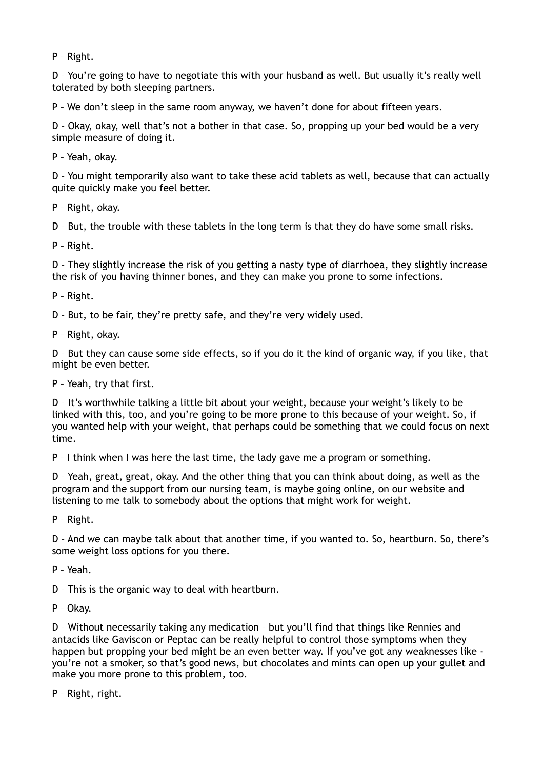P – Right.

D – You're going to have to negotiate this with your husband as well. But usually it's really well tolerated by both sleeping partners.

P – We don't sleep in the same room anyway, we haven't done for about fifteen years.

D – Okay, okay, well that's not a bother in that case. So, propping up your bed would be a very simple measure of doing it.

P – Yeah, okay.

D – You might temporarily also want to take these acid tablets as well, because that can actually quite quickly make you feel better.

P – Right, okay.

D – But, the trouble with these tablets in the long term is that they do have some small risks.

P – Right.

D – They slightly increase the risk of you getting a nasty type of diarrhoea, they slightly increase the risk of you having thinner bones, and they can make you prone to some infections.

P – Right.

D – But, to be fair, they're pretty safe, and they're very widely used.

P – Right, okay.

D – But they can cause some side effects, so if you do it the kind of organic way, if you like, that might be even better.

P – Yeah, try that first.

D – It's worthwhile talking a little bit about your weight, because your weight's likely to be linked with this, too, and you're going to be more prone to this because of your weight. So, if you wanted help with your weight, that perhaps could be something that we could focus on next time.

P – I think when I was here the last time, the lady gave me a program or something.

D – Yeah, great, great, okay. And the other thing that you can think about doing, as well as the program and the support from our nursing team, is maybe going online, on our website and listening to me talk to somebody about the options that might work for weight.

P – Right.

D – And we can maybe talk about that another time, if you wanted to. So, heartburn. So, there's some weight loss options for you there.

P – Yeah.

D – This is the organic way to deal with heartburn.

P – Okay.

D – Without necessarily taking any medication – but you'll find that things like Rennies and antacids like Gaviscon or Peptac can be really helpful to control those symptoms when they happen but propping your bed might be an even better way. If you've got any weaknesses like - you're not a smoker, so that's good news, but chocolates and mints can open up your gullet and make you more prone to this problem, too.

P – Right, right.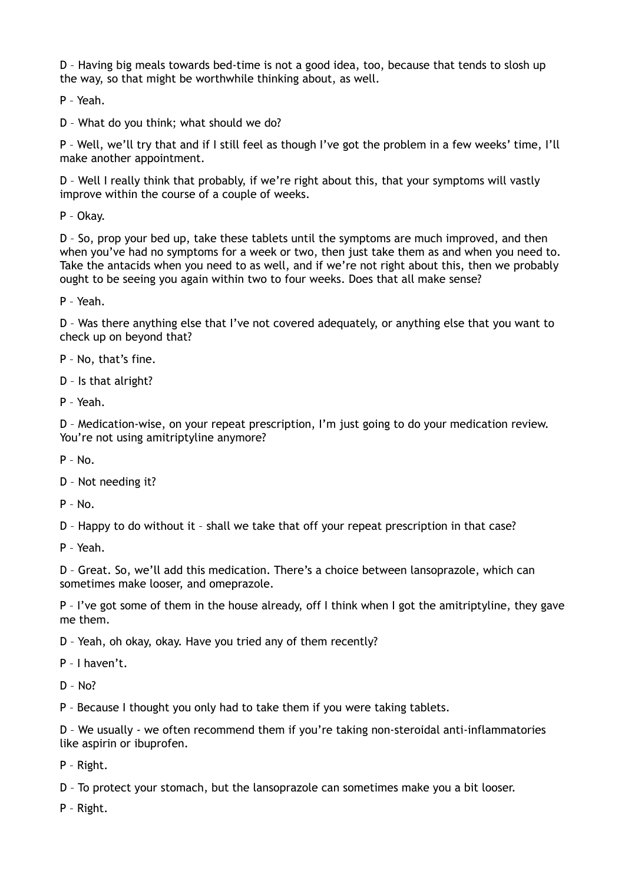D – Having big meals towards bed-time is not a good idea, too, because that tends to slosh up the way, so that might be worthwhile thinking about, as well.

P – Yeah.

D – What do you think; what should we do?

P – Well, we'll try that and if I still feel as though I've got the problem in a few weeks' time, I'll make another appointment.

D – Well I really think that probably, if we're right about this, that your symptoms will vastly improve within the course of a couple of weeks.

P – Okay.

D – So, prop your bed up, take these tablets until the symptoms are much improved, and then when you've had no symptoms for a week or two, then just take them as and when you need to. Take the antacids when you need to as well, and if we're not right about this, then we probably ought to be seeing you again within two to four weeks. Does that all make sense?

P – Yeah.

D – Was there anything else that I've not covered adequately, or anything else that you want to check up on beyond that?

P – No, that's fine.

D – Is that alright?

P – Yeah.

D – Medication-wise, on your repeat prescription, I'm just going to do your medication review. You're not using amitriptyline anymore?

P – No.

D – Not needing it?

P – No.

D – Happy to do without it – shall we take that off your repeat prescription in that case?

P – Yeah.

D – Great. So, we'll add this medication. There's a choice between lansoprazole, which can sometimes make looser, and omeprazole.

P – I've got some of them in the house already, off I think when I got the amitriptyline, they gave me them.

D – Yeah, oh okay, okay. Have you tried any of them recently?

P – I haven't.

D – No?

P – Because I thought you only had to take them if you were taking tablets.

D – We usually - we often recommend them if you're taking non-steroidal anti-inflammatories like aspirin or ibuprofen.

P – Right.

D – To protect your stomach, but the lansoprazole can sometimes make you a bit looser.

P – Right.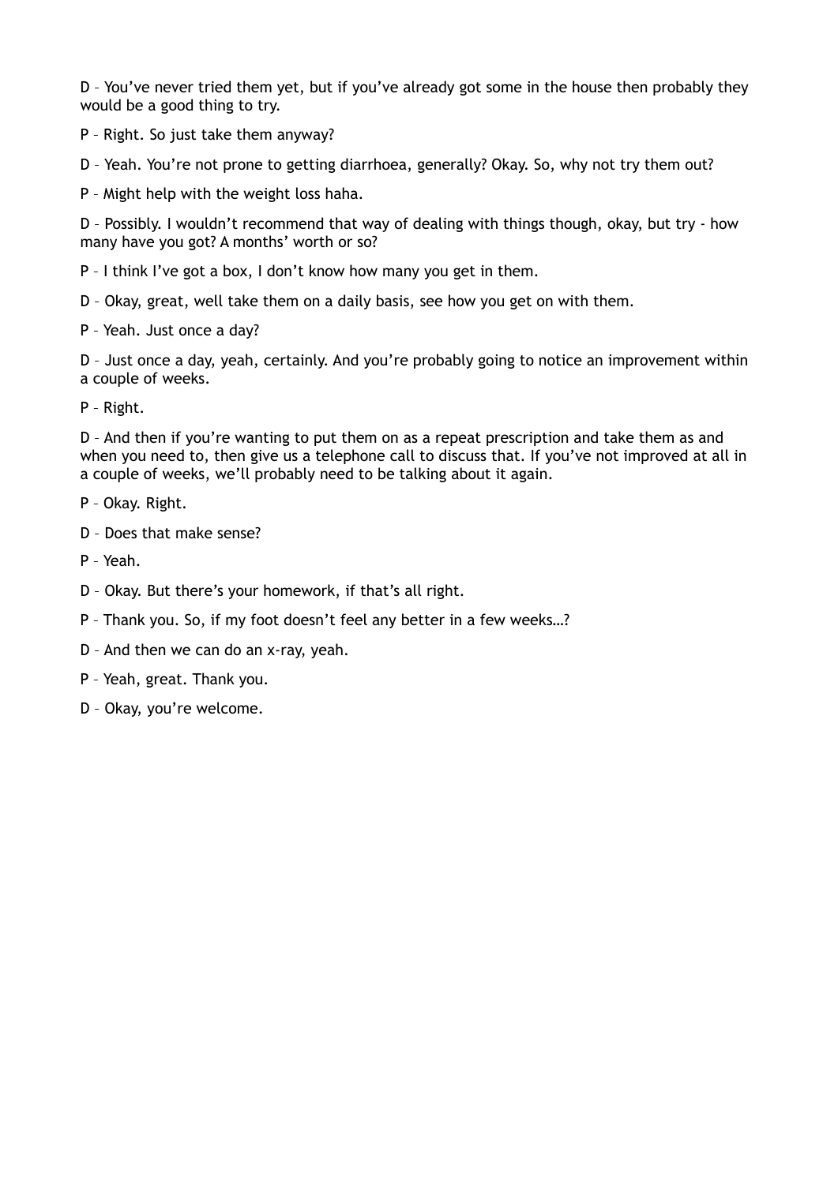D – You've never tried them yet, but if you've already got some in the house then probably they would be a good thing to try.

P – Right. So just take them anyway?

D – Yeah. You're not prone to getting diarrhoea, generally? Okay. So, why not try them out?

P – Might help with the weight loss haha.

D – Possibly. I wouldn't recommend that way of dealing with things though, okay, but try - how many have you got? A months' worth or so?

P – I think I've got a box, I don't know how many you get in them.

D – Okay, great, well take them on a daily basis, see how you get on with them.

P – Yeah. Just once a day?

D – Just once a day, yeah, certainly. And you're probably going to notice an improvement within a couple of weeks.

P – Right.

D – And then if you're wanting to put them on as a repeat prescription and take them as and when you need to, then give us a telephone call to discuss that. If you've not improved at all in a couple of weeks, we'll probably need to be talking about it again.

P – Okay. Right.

D – Does that make sense?

P – Yeah.

D – Okay. But there's your homework, if that's all right.

P – Thank you. So, if my foot doesn't feel any better in a few weeks…?

D – And then we can do an x-ray, yeah.

P – Yeah, great. Thank you.

D – Okay, you're welcome.